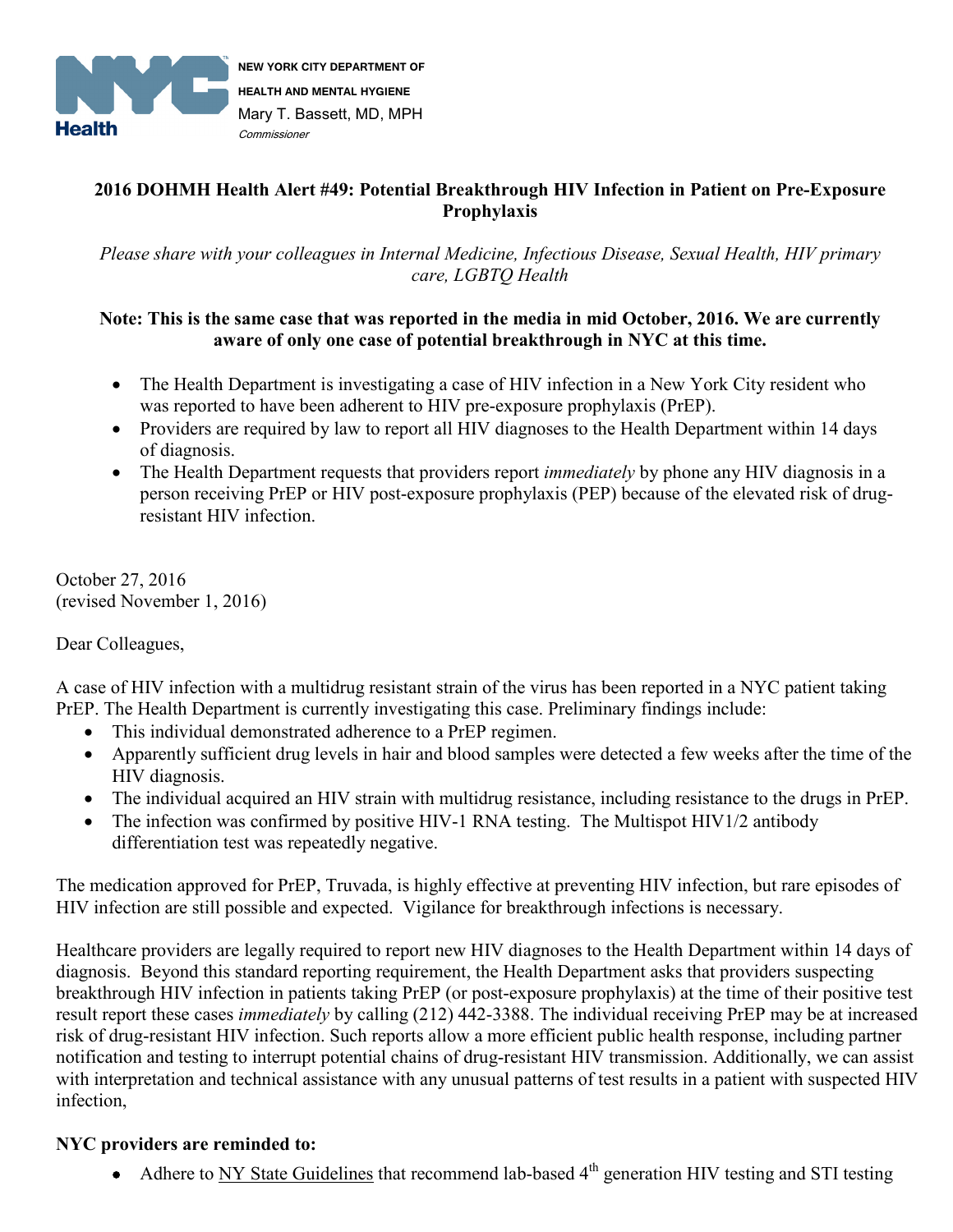**NEW YORK CITY DEPARTMENT OF HEALTH AND MENTAL HYGIENE**
Mary T. Bassett, MD, MPH
*Commissioner*

# 2016 DOHMH Health Alert #49: Potential Breakthrough HIV Infection in Patient on Pre-Exposure Prophylaxis

*Please share with your colleagues in Internal Medicine, Infectious Disease, Sexual Health, HIV primary care, LGBTQ Health*

**Note: This is the same case that was reported in the media in mid October, 2016. We are currently aware of only one case of potential breakthrough in NYC at this time.**

- The Health Department is investigating a case of HIV infection in a New York City resident who was reported to have been adherent to HIV pre-exposure prophylaxis (PrEP).
- Providers are required by law to report all HIV diagnoses to the Health Department within 14 days of diagnosis.
- The Health Department requests that providers report *immediately* by phone any HIV diagnosis in a person receiving PrEP or HIV post-exposure prophylaxis (PEP) because of the elevated risk of drug-resistant HIV infection.

October 27, 2016
(revised November 1, 2016)

Dear Colleagues,

A case of HIV infection with a multidrug resistant strain of the virus has been reported in a NYC patient taking PrEP. The Health Department is currently investigating this case. Preliminary findings include:

- This individual demonstrated adherence to a PrEP regimen.
- Apparently sufficient drug levels in hair and blood samples were detected a few weeks after the time of the HIV diagnosis.
- The individual acquired an HIV strain with multidrug resistance, including resistance to the drugs in PrEP.
- The infection was confirmed by positive HIV-1 RNA testing. The Multispot HIV1/2 antibody differentiation test was repeatedly negative.

The medication approved for PrEP, Truvada, is highly effective at preventing HIV infection, but rare episodes of HIV infection are still possible and expected. Vigilance for breakthrough infections is necessary.

Healthcare providers are legally required to report new HIV diagnoses to the Health Department within 14 days of diagnosis. Beyond this standard reporting requirement, the Health Department asks that providers suspecting breakthrough HIV infection in patients taking PrEP (or post-exposure prophylaxis) at the time of their positive test result report these cases *immediately* by calling (212) 442-3388. The individual receiving PrEP may be at increased risk of drug-resistant HIV infection. Such reports allow a more efficient public health response, including partner notification and testing to interrupt potential chains of drug-resistant HIV transmission. Additionally, we can assist with interpretation and technical assistance with any unusual patterns of test results in a patient with suspected HIV infection,

**NYC providers are reminded to:**

- Adhere to NY State Guidelines that recommend lab-based 4th generation HIV testing and STI testing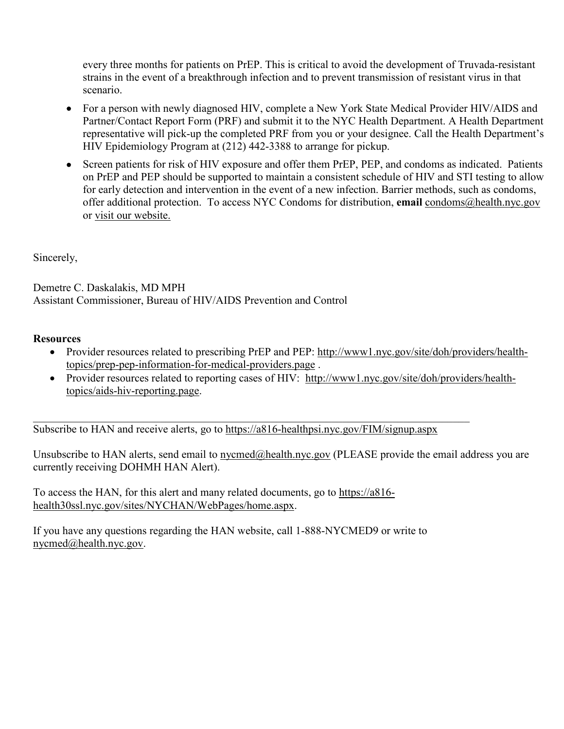every three months for patients on PrEP. This is critical to avoid the development of Truvada-resistant strains in the event of a breakthrough infection and to prevent transmission of resistant virus in that scenario.

- For a person with newly diagnosed HIV, complete a New York State Medical Provider HIV/AIDS and Partner/Contact Report Form (PRF) and submit it to the NYC Health Department. A Health Department representative will pick-up the completed PRF from you or your designee. Call the Health Department's HIV Epidemiology Program at (212) 442-3388 to arrange for pickup.
- Screen patients for risk of HIV exposure and offer them PrEP, PEP, and condoms as indicated. Patients on PrEP and PEP should be supported to maintain a consistent schedule of HIV and STI testing to allow for early detection and intervention in the event of a new infection. Barrier methods, such as condoms, offer additional protection. To access NYC Condoms for distribution, **email** condoms@health.nyc.gov or visit our website.

Sincerely,

Demetre C. Daskalakis, MD MPH
Assistant Commissioner, Bureau of HIV/AIDS Prevention and Control

**Resources**

- Provider resources related to prescribing PrEP and PEP: http://www1.nyc.gov/site/doh/providers/health-topics/prep-pep-information-for-medical-providers.page .
- Provider resources related to reporting cases of HIV: http://www1.nyc.gov/site/doh/providers/health-topics/aids-hiv-reporting.page.

---

Subscribe to HAN and receive alerts, go to https://a816-healthpsi.nyc.gov/FIM/signup.aspx

Unsubscribe to HAN alerts, send email to nycmed@health.nyc.gov (PLEASE provide the email address you are currently receiving DOHMH HAN Alert).

To access the HAN, for this alert and many related documents, go to https://a816-health30ssl.nyc.gov/sites/NYCHAN/WebPages/home.aspx.

If you have any questions regarding the HAN website, call 1-888-NYCMED9 or write to nycmed@health.nyc.gov.